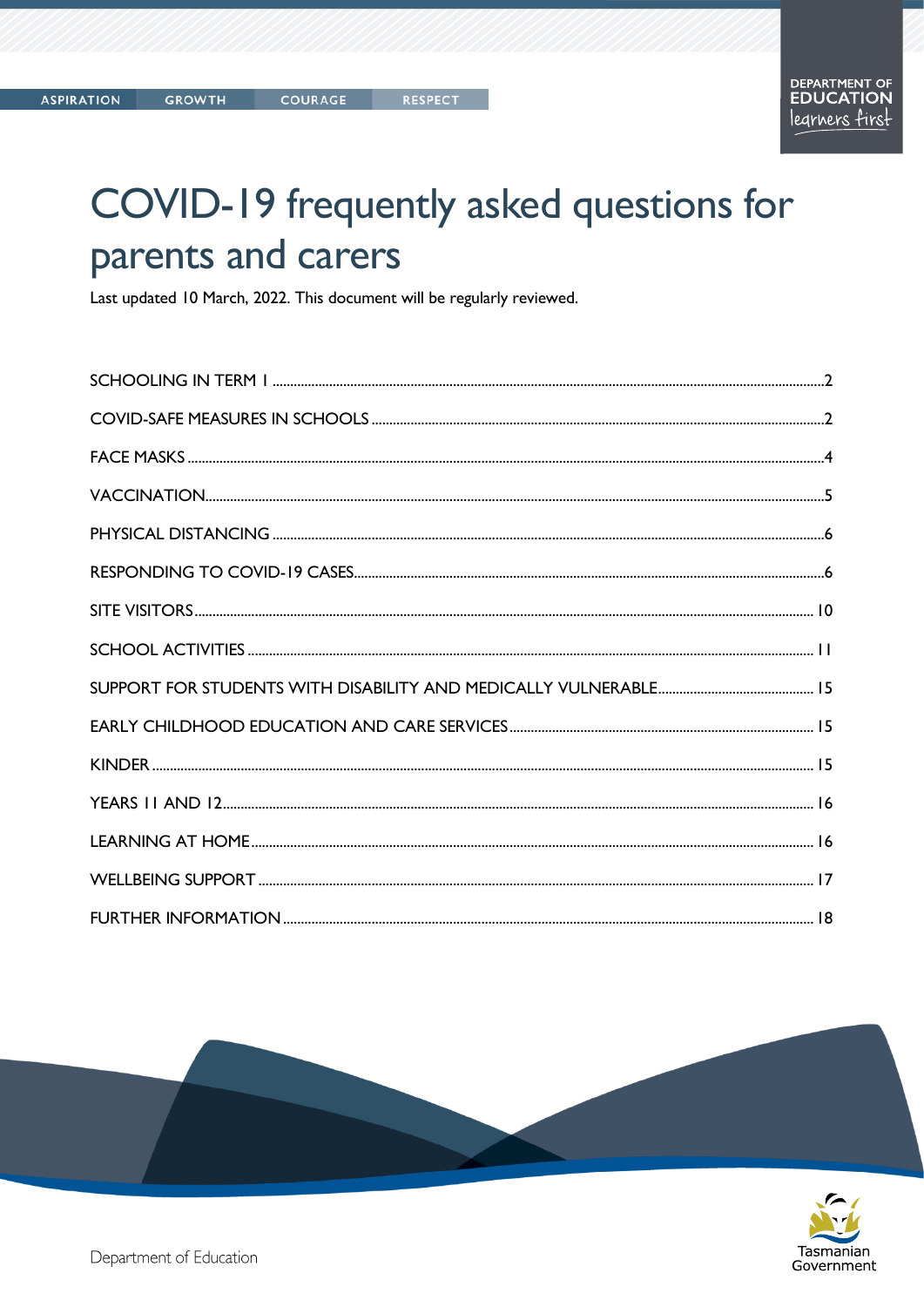ASPIRATION GROWTH COURAGE RESPECT

DEPARTMENT OF EDUCATION
learners first

# COVID-19 frequently asked questions for parents and carers

Last updated 10 March, 2022. This document will be regularly reviewed.

| | |
|---|---|
| SCHOOLING IN TERM 1 | 2 |
| COVID-SAFE MEASURES IN SCHOOLS | 2 |
| FACE MASKS | 4 |
| VACCINATION | 5 |
| PHYSICAL DISTANCING | 6 |
| RESPONDING TO COVID-19 CASES | 6 |
| SITE VISITORS | 10 |
| SCHOOL ACTIVITIES | 11 |
| SUPPORT FOR STUDENTS WITH DISABILITY AND MEDICALLY VULNERABLE | 15 |
| EARLY CHILDHOOD EDUCATION AND CARE SERVICES | 15 |
| KINDER | 15 |
| YEARS 11 AND 12 | 16 |
| LEARNING AT HOME | 16 |
| WELLBEING SUPPORT | 17 |
| FURTHER INFORMATION | 18 |

Department of Education

Tasmanian Government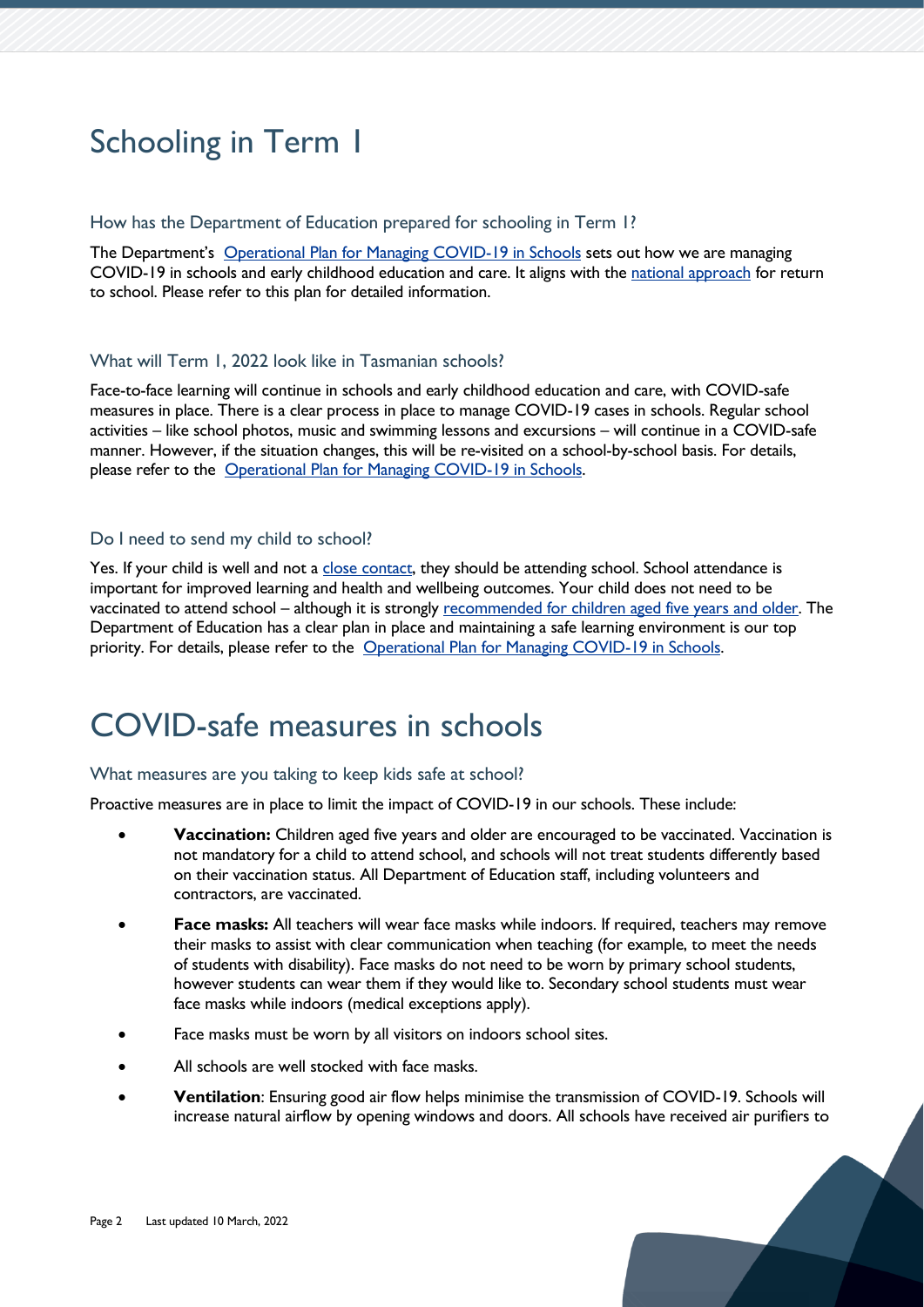# Schooling in Term 1

### How has the Department of Education prepared for schooling in Term 1?

The Department's [Operational Plan for Managing COVID-19 in Schools] sets out how we are managing COVID-19 in schools and early childhood education and care. It aligns with the [national approach] for return to school. Please refer to this plan for detailed information.

### What will Term 1, 2022 look like in Tasmanian schools?

Face-to-face learning will continue in schools and early childhood education and care, with COVID-safe measures in place. There is a clear process in place to manage COVID-19 cases in schools. Regular school activities – like school photos, music and swimming lessons and excursions – will continue in a COVID-safe manner. However, if the situation changes, this will be re-visited on a school-by-school basis. For details, please refer to the [Operational Plan for Managing COVID-19 in Schools].

### Do I need to send my child to school?

Yes. If your child is well and not a [close contact], they should be attending school. School attendance is important for improved learning and health and wellbeing outcomes. Your child does not need to be vaccinated to attend school – although it is strongly [recommended for children aged five years and older]. The Department of Education has a clear plan in place and maintaining a safe learning environment is our top priority. For details, please refer to the [Operational Plan for Managing COVID-19 in Schools].

# COVID-safe measures in schools

### What measures are you taking to keep kids safe at school?

Proactive measures are in place to limit the impact of COVID-19 in our schools. These include:

- **Vaccination:** Children aged five years and older are encouraged to be vaccinated. Vaccination is not mandatory for a child to attend school, and schools will not treat students differently based on their vaccination status. All Department of Education staff, including volunteers and contractors, are vaccinated.
- **Face masks:** All teachers will wear face masks while indoors. If required, teachers may remove their masks to assist with clear communication when teaching (for example, to meet the needs of students with disability). Face masks do not need to be worn by primary school students, however students can wear them if they would like to. Secondary school students must wear face masks while indoors (medical exceptions apply).
- Face masks must be worn by all visitors on indoors school sites.
- All schools are well stocked with face masks.
- **Ventilation**: Ensuring good air flow helps minimise the transmission of COVID-19. Schools will increase natural airflow by opening windows and doors. All schools have received air purifiers to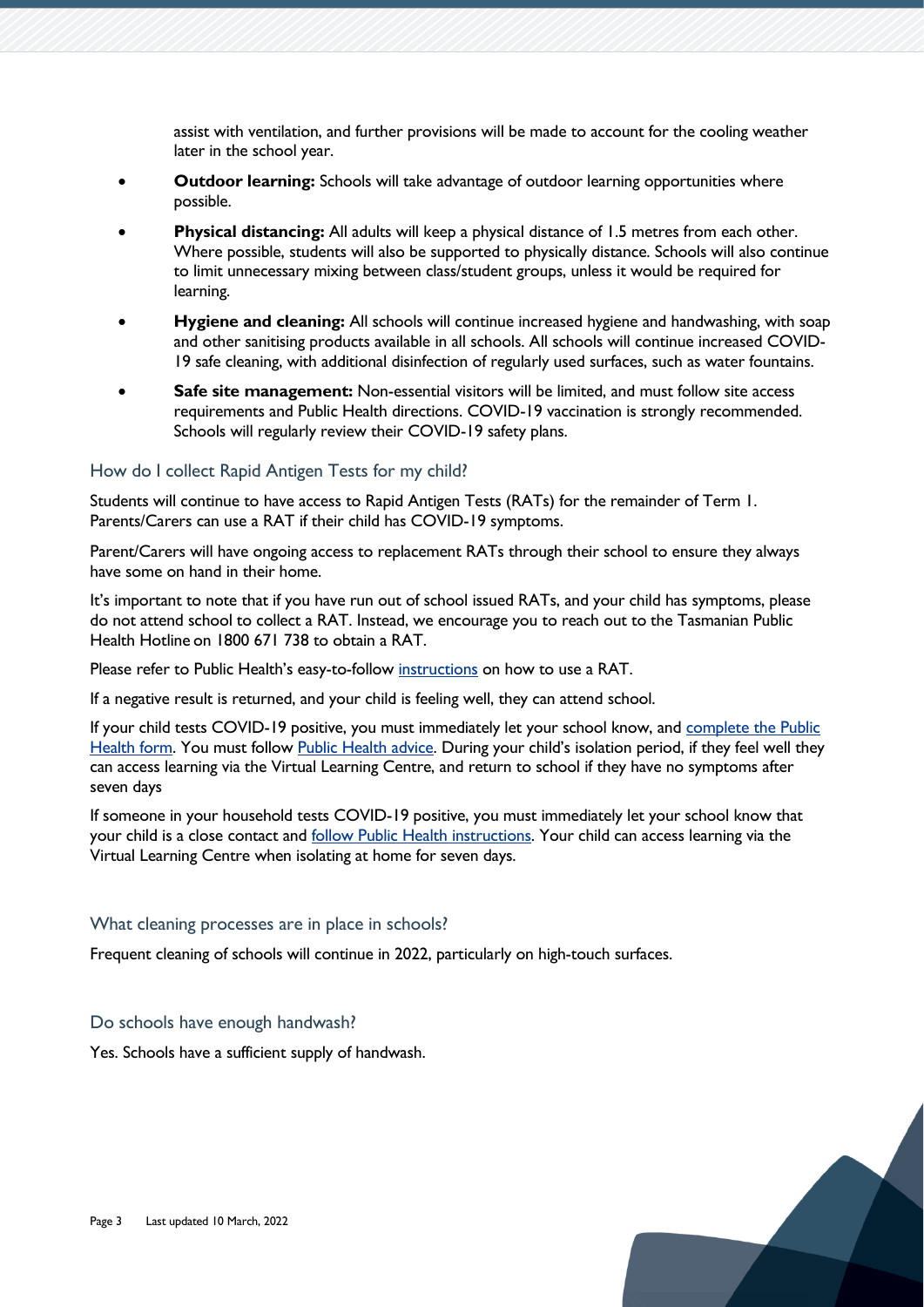assist with ventilation, and further provisions will be made to account for the cooling weather later in the school year.

- **Outdoor learning:** Schools will take advantage of outdoor learning opportunities where possible.
- **Physical distancing:** All adults will keep a physical distance of 1.5 metres from each other. Where possible, students will also be supported to physically distance. Schools will also continue to limit unnecessary mixing between class/student groups, unless it would be required for learning.
- **Hygiene and cleaning:** All schools will continue increased hygiene and handwashing, with soap and other sanitising products available in all schools. All schools will continue increased COVID-19 safe cleaning, with additional disinfection of regularly used surfaces, such as water fountains.
- **Safe site management:** Non-essential visitors will be limited, and must follow site access requirements and Public Health directions. COVID-19 vaccination is strongly recommended. Schools will regularly review their COVID-19 safety plans.

## How do I collect Rapid Antigen Tests for my child?

Students will continue to have access to Rapid Antigen Tests (RATs) for the remainder of Term 1. Parents/Carers can use a RAT if their child has COVID-19 symptoms.

Parent/Carers will have ongoing access to replacement RATs through their school to ensure they always have some on hand in their home.

It's important to note that if you have run out of school issued RATs, and your child has symptoms, please do not attend school to collect a RAT. Instead, we encourage you to reach out to the Tasmanian Public Health Hotline on 1800 671 738 to obtain a RAT.

Please refer to Public Health's easy-to-follow instructions on how to use a RAT.

If a negative result is returned, and your child is feeling well, they can attend school.

If your child tests COVID-19 positive, you must immediately let your school know, and complete the Public Health form. You must follow Public Health advice. During your child's isolation period, if they feel well they can access learning via the Virtual Learning Centre, and return to school if they have no symptoms after seven days

If someone in your household tests COVID-19 positive, you must immediately let your school know that your child is a close contact and follow Public Health instructions. Your child can access learning via the Virtual Learning Centre when isolating at home for seven days.

## What cleaning processes are in place in schools?

Frequent cleaning of schools will continue in 2022, particularly on high-touch surfaces.

## Do schools have enough handwash?

Yes. Schools have a sufficient supply of handwash.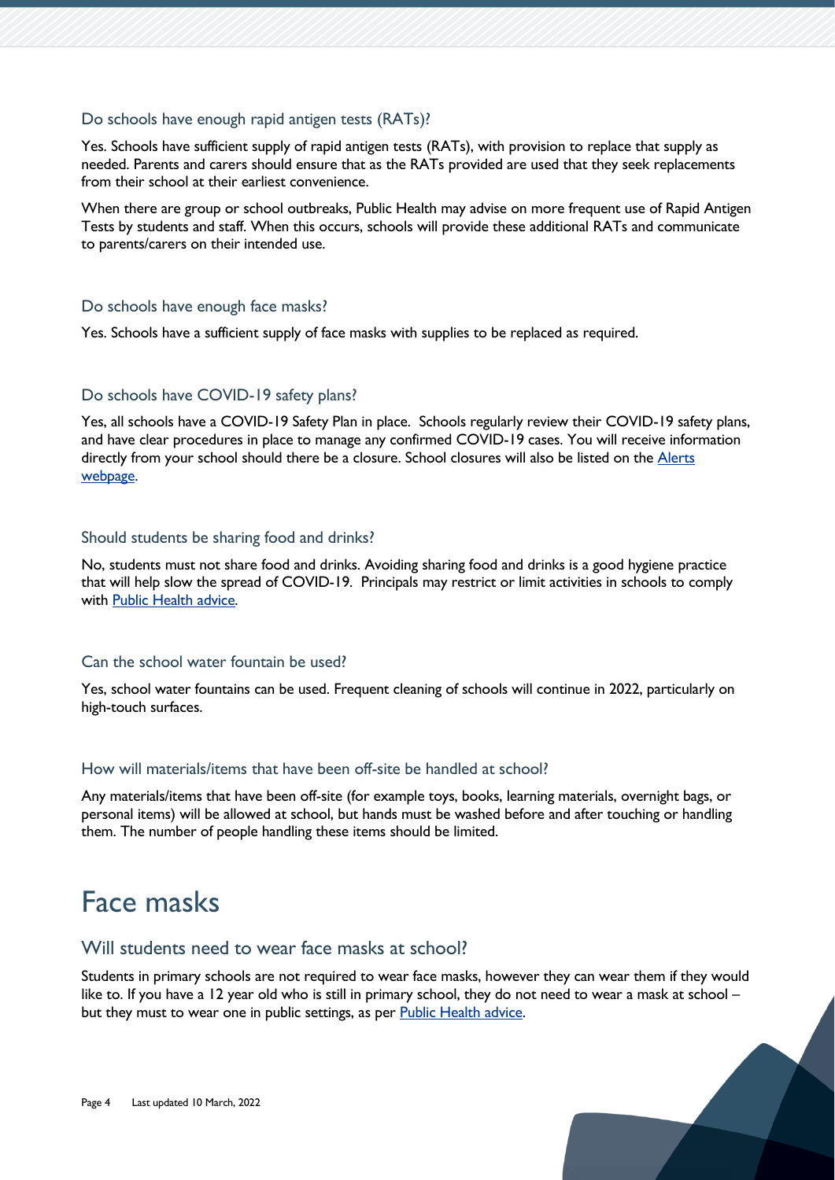### Do schools have enough rapid antigen tests (RATs)?

Yes. Schools have sufficient supply of rapid antigen tests (RATs), with provision to replace that supply as needed. Parents and carers should ensure that as the RATs provided are used that they seek replacements from their school at their earliest convenience.

When there are group or school outbreaks, Public Health may advise on more frequent use of Rapid Antigen Tests by students and staff. When this occurs, schools will provide these additional RATs and communicate to parents/carers on their intended use.

### Do schools have enough face masks?

Yes. Schools have a sufficient supply of face masks with supplies to be replaced as required.

### Do schools have COVID-19 safety plans?

Yes, all schools have a COVID-19 Safety Plan in place. Schools regularly review their COVID-19 safety plans, and have clear procedures in place to manage any confirmed COVID-19 cases. You will receive information directly from your school should there be a closure. School closures will also be listed on the Alerts webpage.

### Should students be sharing food and drinks?

No, students must not share food and drinks. Avoiding sharing food and drinks is a good hygiene practice that will help slow the spread of COVID-19. Principals may restrict or limit activities in schools to comply with Public Health advice.

### Can the school water fountain be used?

Yes, school water fountains can be used. Frequent cleaning of schools will continue in 2022, particularly on high-touch surfaces.

### How will materials/items that have been off-site be handled at school?

Any materials/items that have been off-site (for example toys, books, learning materials, overnight bags, or personal items) will be allowed at school, but hands must be washed before and after touching or handling them. The number of people handling these items should be limited.

# Face masks

## Will students need to wear face masks at school?

Students in primary schools are not required to wear face masks, however they can wear them if they would like to. If you have a 12 year old who is still in primary school, they do not need to wear a mask at school – but they must to wear one in public settings, as per Public Health advice.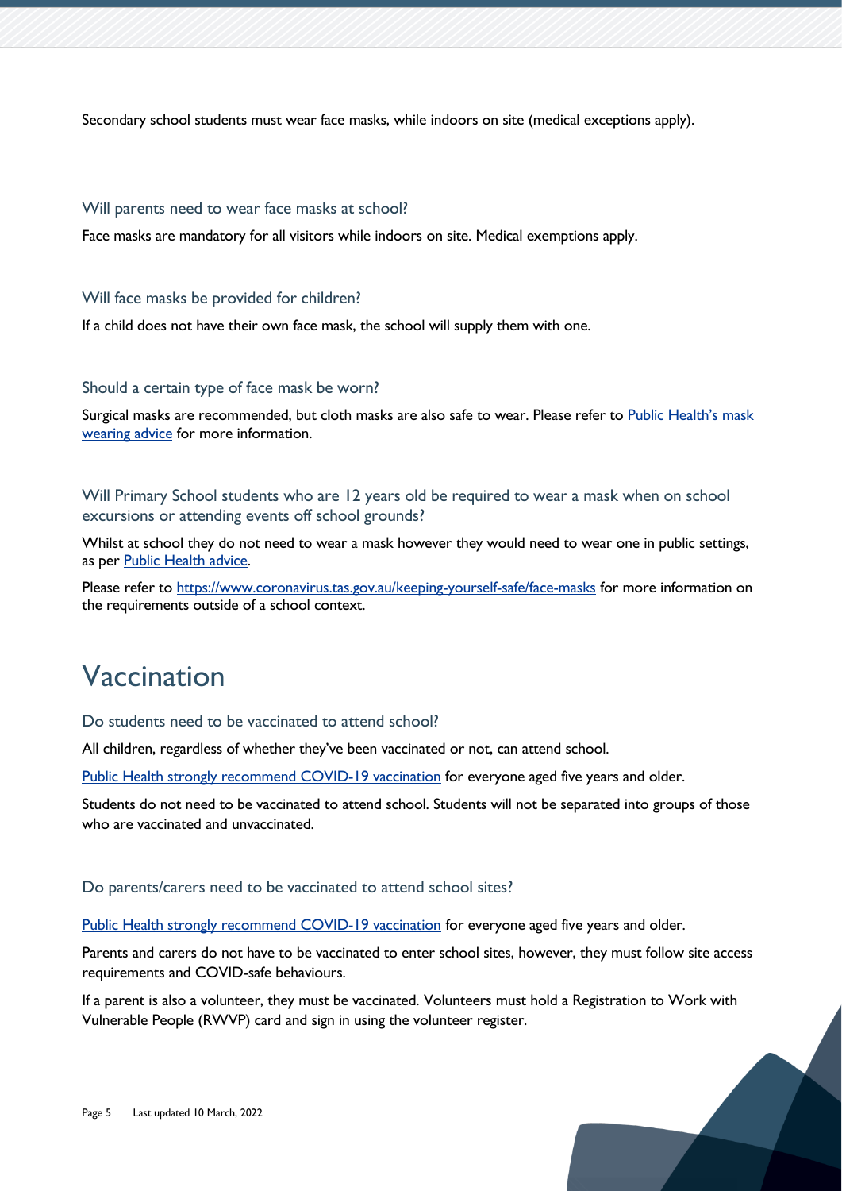Secondary school students must wear face masks, while indoors on site (medical exceptions apply).

### Will parents need to wear face masks at school?

Face masks are mandatory for all visitors while indoors on site. Medical exemptions apply.

### Will face masks be provided for children?

If a child does not have their own face mask, the school will supply them with one.

### Should a certain type of face mask be worn?

Surgical masks are recommended, but cloth masks are also safe to wear. Please refer to [Public Health's mask wearing advice]() for more information.

### Will Primary School students who are 12 years old be required to wear a mask when on school excursions or attending events off school grounds?

Whilst at school they do not need to wear a mask however they would need to wear one in public settings, as per [Public Health advice]().

Please refer to https://www.coronavirus.tas.gov.au/keeping-yourself-safe/face-masks for more information on the requirements outside of a school context.

# Vaccination

### Do students need to be vaccinated to attend school?

All children, regardless of whether they've been vaccinated or not, can attend school.

[Public Health strongly recommend COVID-19 vaccination]() for everyone aged five years and older.

Students do not need to be vaccinated to attend school. Students will not be separated into groups of those who are vaccinated and unvaccinated.

### Do parents/carers need to be vaccinated to attend school sites?

[Public Health strongly recommend COVID-19 vaccination]() for everyone aged five years and older.

Parents and carers do not have to be vaccinated to enter school sites, however, they must follow site access requirements and COVID-safe behaviours.

If a parent is also a volunteer, they must be vaccinated. Volunteers must hold a Registration to Work with Vulnerable People (RWVP) card and sign in using the volunteer register.

Last updated 10 March, 2022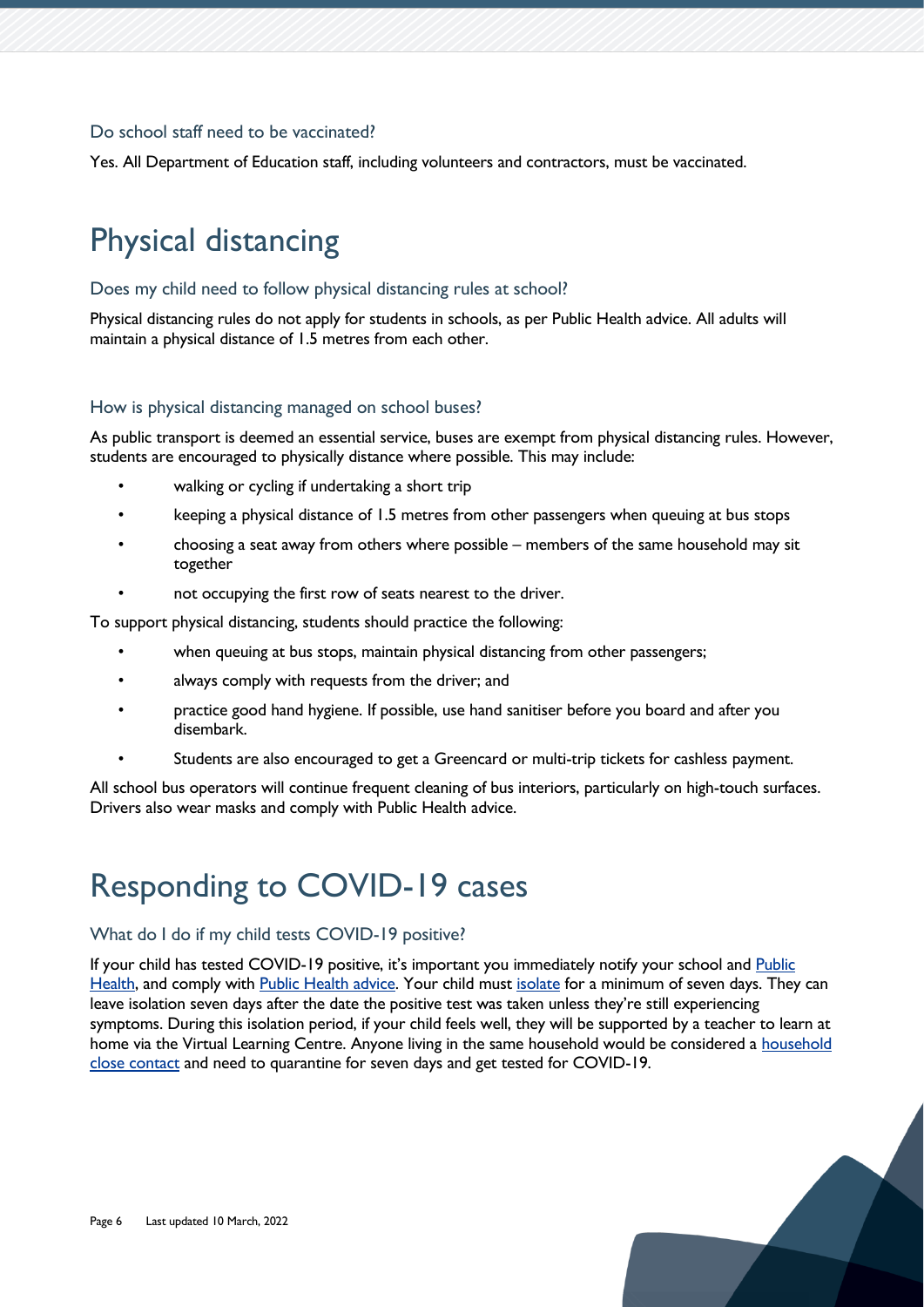### Do school staff need to be vaccinated?

Yes. All Department of Education staff, including volunteers and contractors, must be vaccinated.

# Physical distancing

### Does my child need to follow physical distancing rules at school?

Physical distancing rules do not apply for students in schools, as per Public Health advice. All adults will maintain a physical distance of 1.5 metres from each other.

### How is physical distancing managed on school buses?

As public transport is deemed an essential service, buses are exempt from physical distancing rules. However, students are encouraged to physically distance where possible. This may include:

- walking or cycling if undertaking a short trip
- keeping a physical distance of 1.5 metres from other passengers when queuing at bus stops
- choosing a seat away from others where possible – members of the same household may sit together
- not occupying the first row of seats nearest to the driver.

To support physical distancing, students should practice the following:

- when queuing at bus stops, maintain physical distancing from other passengers;
- always comply with requests from the driver; and
- practice good hand hygiene. If possible, use hand sanitiser before you board and after you disembark.
- Students are also encouraged to get a Greencard or multi-trip tickets for cashless payment.

All school bus operators will continue frequent cleaning of bus interiors, particularly on high-touch surfaces. Drivers also wear masks and comply with Public Health advice.

# Responding to COVID-19 cases

### What do I do if my child tests COVID-19 positive?

If your child has tested COVID-19 positive, it's important you immediately notify your school and Public Health, and comply with Public Health advice. Your child must isolate for a minimum of seven days. They can leave isolation seven days after the date the positive test was taken unless they're still experiencing symptoms. During this isolation period, if your child feels well, they will be supported by a teacher to learn at home via the Virtual Learning Centre. Anyone living in the same household would be considered a household close contact and need to quarantine for seven days and get tested for COVID-19.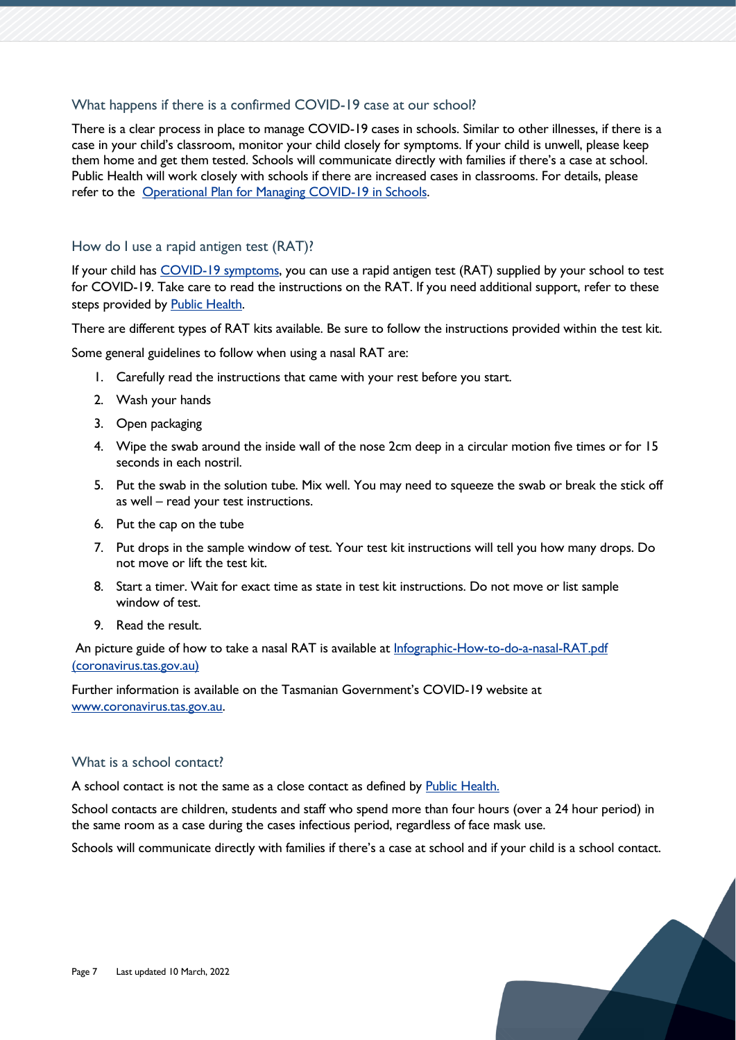## What happens if there is a confirmed COVID-19 case at our school?

There is a clear process in place to manage COVID-19 cases in schools. Similar to other illnesses, if there is a case in your child's classroom, monitor your child closely for symptoms. If your child is unwell, please keep them home and get them tested. Schools will communicate directly with families if there's a case at school. Public Health will work closely with schools if there are increased cases in classrooms. For details, please refer to the Operational Plan for Managing COVID-19 in Schools.

## How do I use a rapid antigen test (RAT)?

If your child has COVID-19 symptoms, you can use a rapid antigen test (RAT) supplied by your school to test for COVID-19. Take care to read the instructions on the RAT. If you need additional support, refer to these steps provided by Public Health.

There are different types of RAT kits available. Be sure to follow the instructions provided within the test kit.

Some general guidelines to follow when using a nasal RAT are:

1. Carefully read the instructions that came with your rest before you start.
2. Wash your hands
3. Open packaging
4. Wipe the swab around the inside wall of the nose 2cm deep in a circular motion five times or for 15 seconds in each nostril.
5. Put the swab in the solution tube. Mix well. You may need to squeeze the swab or break the stick off as well – read your test instructions.
6. Put the cap on the tube
7. Put drops in the sample window of test. Your test kit instructions will tell you how many drops. Do not move or lift the test kit.
8. Start a timer. Wait for exact time as state in test kit instructions. Do not move or list sample window of test.
9. Read the result.

An picture guide of how to take a nasal RAT is available at Infographic-How-to-do-a-nasal-RAT.pdf (coronavirus.tas.gov.au)

Further information is available on the Tasmanian Government's COVID-19 website at www.coronavirus.tas.gov.au.

## What is a school contact?

A school contact is not the same as a close contact as defined by Public Health.

School contacts are children, students and staff who spend more than four hours (over a 24 hour period) in the same room as a case during the cases infectious period, regardless of face mask use.

Schools will communicate directly with families if there's a case at school and if your child is a school contact.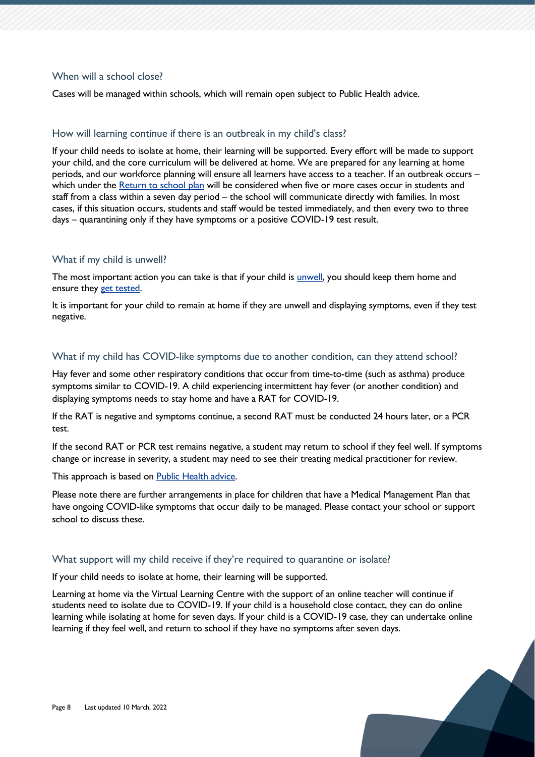## When will a school close?

Cases will be managed within schools, which will remain open subject to Public Health advice.

## How will learning continue if there is an outbreak in my child's class?

If your child needs to isolate at home, their learning will be supported. Every effort will be made to support your child, and the core curriculum will be delivered at home. We are prepared for any learning at home periods, and our workforce planning will ensure all learners have access to a teacher. If an outbreak occurs – which under the [Return to school plan] will be considered when five or more cases occur in students and staff from a class within a seven day period – the school will communicate directly with families. In most cases, if this situation occurs, students and staff would be tested immediately, and then every two to three days – quarantining only if they have symptoms or a positive COVID-19 test result.

## What if my child is unwell?

The most important action you can take is that if your child is [unwell], you should keep them home and ensure they [get tested].

It is important for your child to remain at home if they are unwell and displaying symptoms, even if they test negative.

## What if my child has COVID-like symptoms due to another condition, can they attend school?

Hay fever and some other respiratory conditions that occur from time-to-time (such as asthma) produce symptoms similar to COVID-19. A child experiencing intermittent hay fever (or another condition) and displaying symptoms needs to stay home and have a RAT for COVID-19.

If the RAT is negative and symptoms continue, a second RAT must be conducted 24 hours later, or a PCR test.

If the second RAT or PCR test remains negative, a student may return to school if they feel well. If symptoms change or increase in severity, a student may need to see their treating medical practitioner for review.

This approach is based on [Public Health advice].

Please note there are further arrangements in place for children that have a Medical Management Plan that have ongoing COVID-like symptoms that occur daily to be managed. Please contact your school or support school to discuss these.

## What support will my child receive if they're required to quarantine or isolate?

If your child needs to isolate at home, their learning will be supported.

Learning at home via the Virtual Learning Centre with the support of an online teacher will continue if students need to isolate due to COVID-19. If your child is a household close contact, they can do online learning while isolating at home for seven days. If your child is a COVID-19 case, they can undertake online learning if they feel well, and return to school if they have no symptoms after seven days.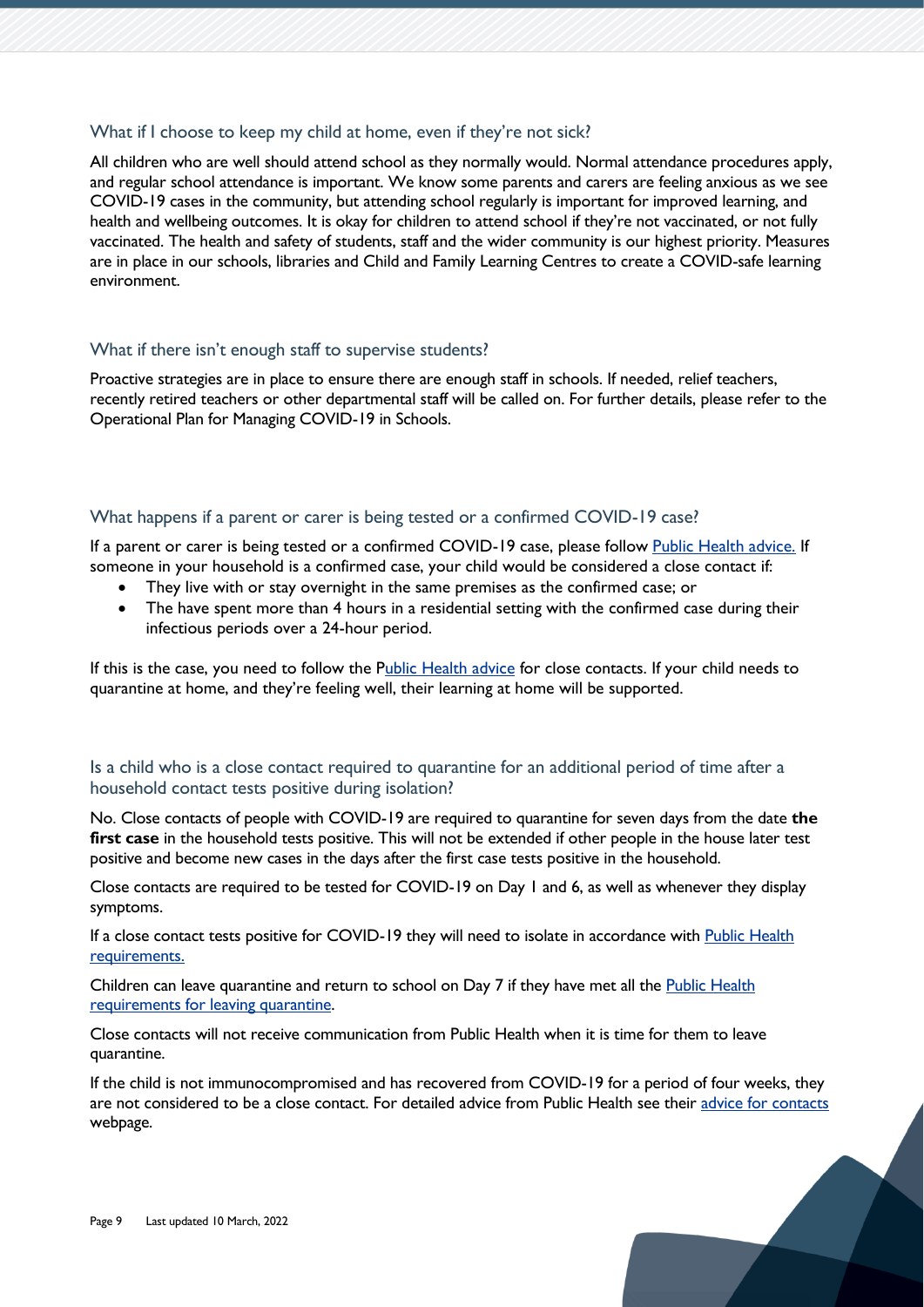## What if I choose to keep my child at home, even if they're not sick?

All children who are well should attend school as they normally would. Normal attendance procedures apply, and regular school attendance is important. We know some parents and carers are feeling anxious as we see COVID-19 cases in the community, but attending school regularly is important for improved learning, and health and wellbeing outcomes. It is okay for children to attend school if they're not vaccinated, or not fully vaccinated. The health and safety of students, staff and the wider community is our highest priority. Measures are in place in our schools, libraries and Child and Family Learning Centres to create a COVID-safe learning environment.

## What if there isn't enough staff to supervise students?

Proactive strategies are in place to ensure there are enough staff in schools. If needed, relief teachers, recently retired teachers or other departmental staff will be called on. For further details, please refer to the Operational Plan for Managing COVID-19 in Schools.

## What happens if a parent or carer is being tested or a confirmed COVID-19 case?

If a parent or carer is being tested or a confirmed COVID-19 case, please follow Public Health advice. If someone in your household is a confirmed case, your child would be considered a close contact if:

- They live with or stay overnight in the same premises as the confirmed case; or
- The have spent more than 4 hours in a residential setting with the confirmed case during their infectious periods over a 24-hour period.

If this is the case, you need to follow the Public Health advice for close contacts. If your child needs to quarantine at home, and they're feeling well, their learning at home will be supported.

## Is a child who is a close contact required to quarantine for an additional period of time after a household contact tests positive during isolation?

No. Close contacts of people with COVID-19 are required to quarantine for seven days from the date **the first case** in the household tests positive. This will not be extended if other people in the house later test positive and become new cases in the days after the first case tests positive in the household.

Close contacts are required to be tested for COVID-19 on Day 1 and 6, as well as whenever they display symptoms.

If a close contact tests positive for COVID-19 they will need to isolate in accordance with Public Health requirements.

Children can leave quarantine and return to school on Day 7 if they have met all the Public Health requirements for leaving quarantine.

Close contacts will not receive communication from Public Health when it is time for them to leave quarantine.

If the child is not immunocompromised and has recovered from COVID-19 for a period of four weeks, they are not considered to be a close contact. For detailed advice from Public Health see their advice for contacts webpage.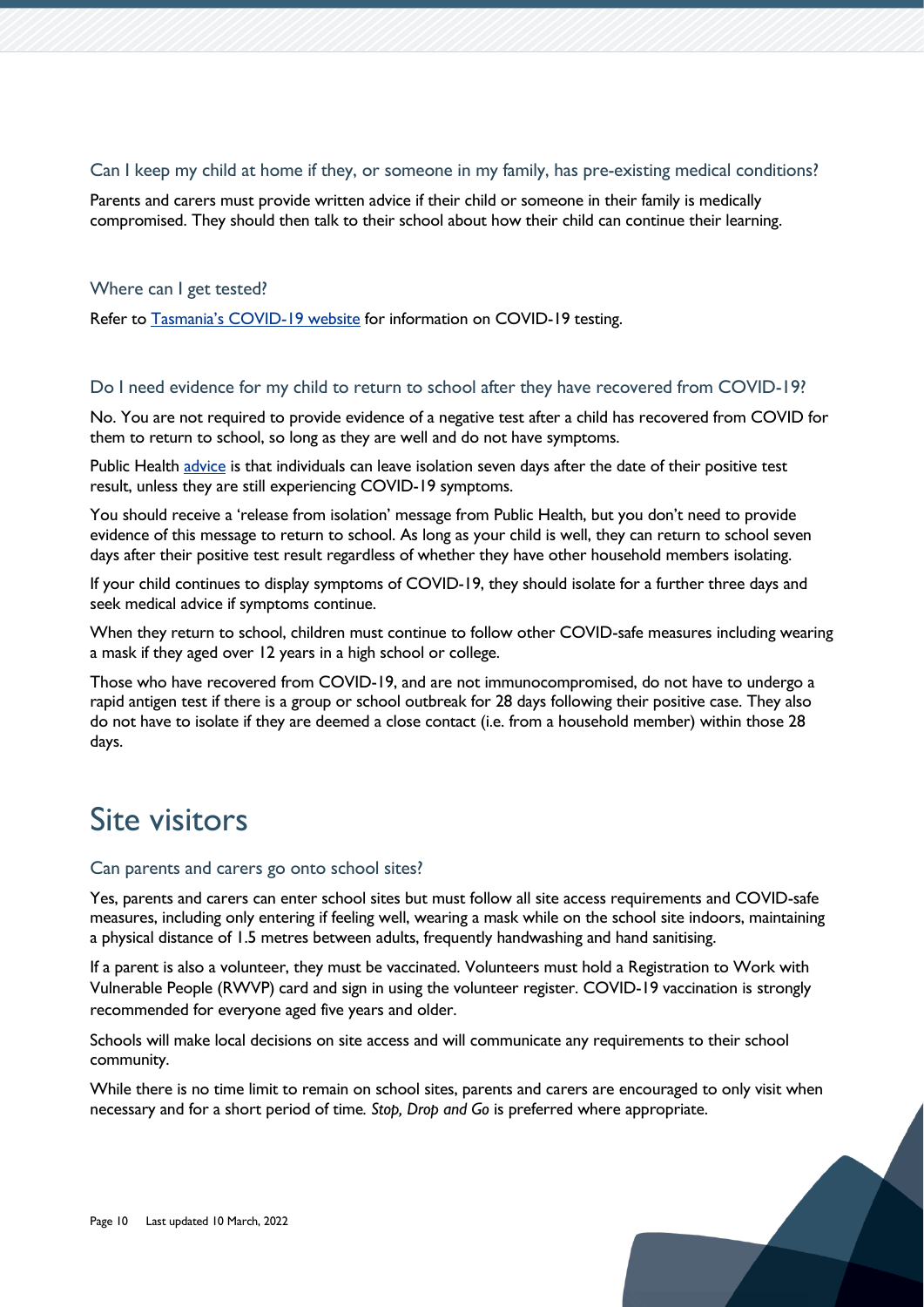### Can I keep my child at home if they, or someone in my family, has pre-existing medical conditions?

Parents and carers must provide written advice if their child or someone in their family is medically compromised. They should then talk to their school about how their child can continue their learning.

### Where can I get tested?

Refer to [Tasmania's COVID-19 website] for information on COVID-19 testing.

### Do I need evidence for my child to return to school after they have recovered from COVID-19?

No. You are not required to provide evidence of a negative test after a child has recovered from COVID for them to return to school, so long as they are well and do not have symptoms.

Public Health [advice] is that individuals can leave isolation seven days after the date of their positive test result, unless they are still experiencing COVID-19 symptoms.

You should receive a 'release from isolation' message from Public Health, but you don't need to provide evidence of this message to return to school. As long as your child is well, they can return to school seven days after their positive test result regardless of whether they have other household members isolating.

If your child continues to display symptoms of COVID-19, they should isolate for a further three days and seek medical advice if symptoms continue.

When they return to school, children must continue to follow other COVID-safe measures including wearing a mask if they aged over 12 years in a high school or college.

Those who have recovered from COVID-19, and are not immunocompromised, do not have to undergo a rapid antigen test if there is a group or school outbreak for 28 days following their positive case. They also do not have to isolate if they are deemed a close contact (i.e. from a household member) within those 28 days.

## Site visitors

### Can parents and carers go onto school sites?

Yes, parents and carers can enter school sites but must follow all site access requirements and COVID-safe measures, including only entering if feeling well, wearing a mask while on the school site indoors, maintaining a physical distance of 1.5 metres between adults, frequently handwashing and hand sanitising.

If a parent is also a volunteer, they must be vaccinated. Volunteers must hold a Registration to Work with Vulnerable People (RWVP) card and sign in using the volunteer register. COVID-19 vaccination is strongly recommended for everyone aged five years and older.

Schools will make local decisions on site access and will communicate any requirements to their school community.

While there is no time limit to remain on school sites, parents and carers are encouraged to only visit when necessary and for a short period of time. *Stop, Drop and Go* is preferred where appropriate.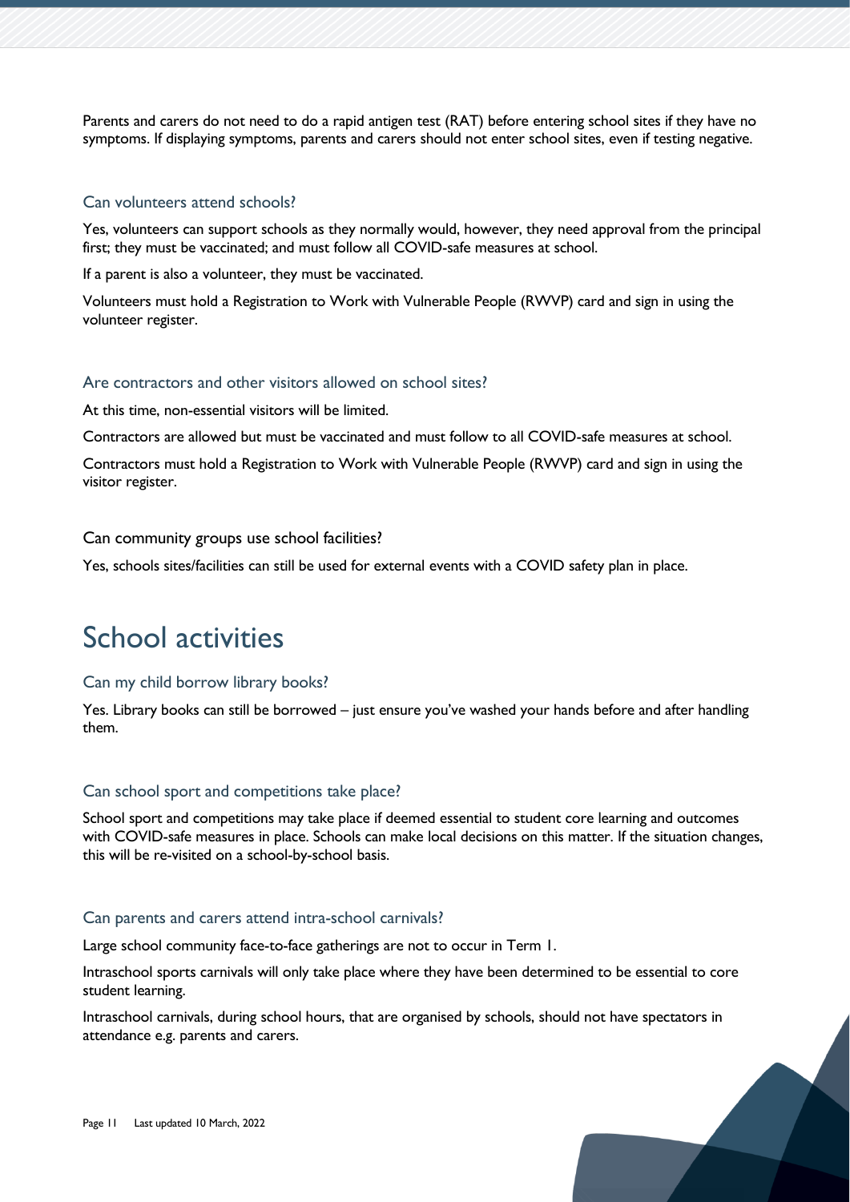Parents and carers do not need to do a rapid antigen test (RAT) before entering school sites if they have no symptoms. If displaying symptoms, parents and carers should not enter school sites, even if testing negative.

### Can volunteers attend schools?

Yes, volunteers can support schools as they normally would, however, they need approval from the principal first; they must be vaccinated; and must follow all COVID-safe measures at school.

If a parent is also a volunteer, they must be vaccinated.

Volunteers must hold a Registration to Work with Vulnerable People (RWVP) card and sign in using the volunteer register.

### Are contractors and other visitors allowed on school sites?

At this time, non-essential visitors will be limited.

Contractors are allowed but must be vaccinated and must follow to all COVID-safe measures at school.

Contractors must hold a Registration to Work with Vulnerable People (RWVP) card and sign in using the visitor register.

### Can community groups use school facilities?

Yes, schools sites/facilities can still be used for external events with a COVID safety plan in place.

## School activities

### Can my child borrow library books?

Yes. Library books can still be borrowed – just ensure you've washed your hands before and after handling them.

### Can school sport and competitions take place?

School sport and competitions may take place if deemed essential to student core learning and outcomes with COVID-safe measures in place. Schools can make local decisions on this matter. If the situation changes, this will be re-visited on a school-by-school basis.

### Can parents and carers attend intra-school carnivals?

Large school community face-to-face gatherings are not to occur in Term 1.

Intraschool sports carnivals will only take place where they have been determined to be essential to core student learning.

Intraschool carnivals, during school hours, that are organised by schools, should not have spectators in attendance e.g. parents and carers.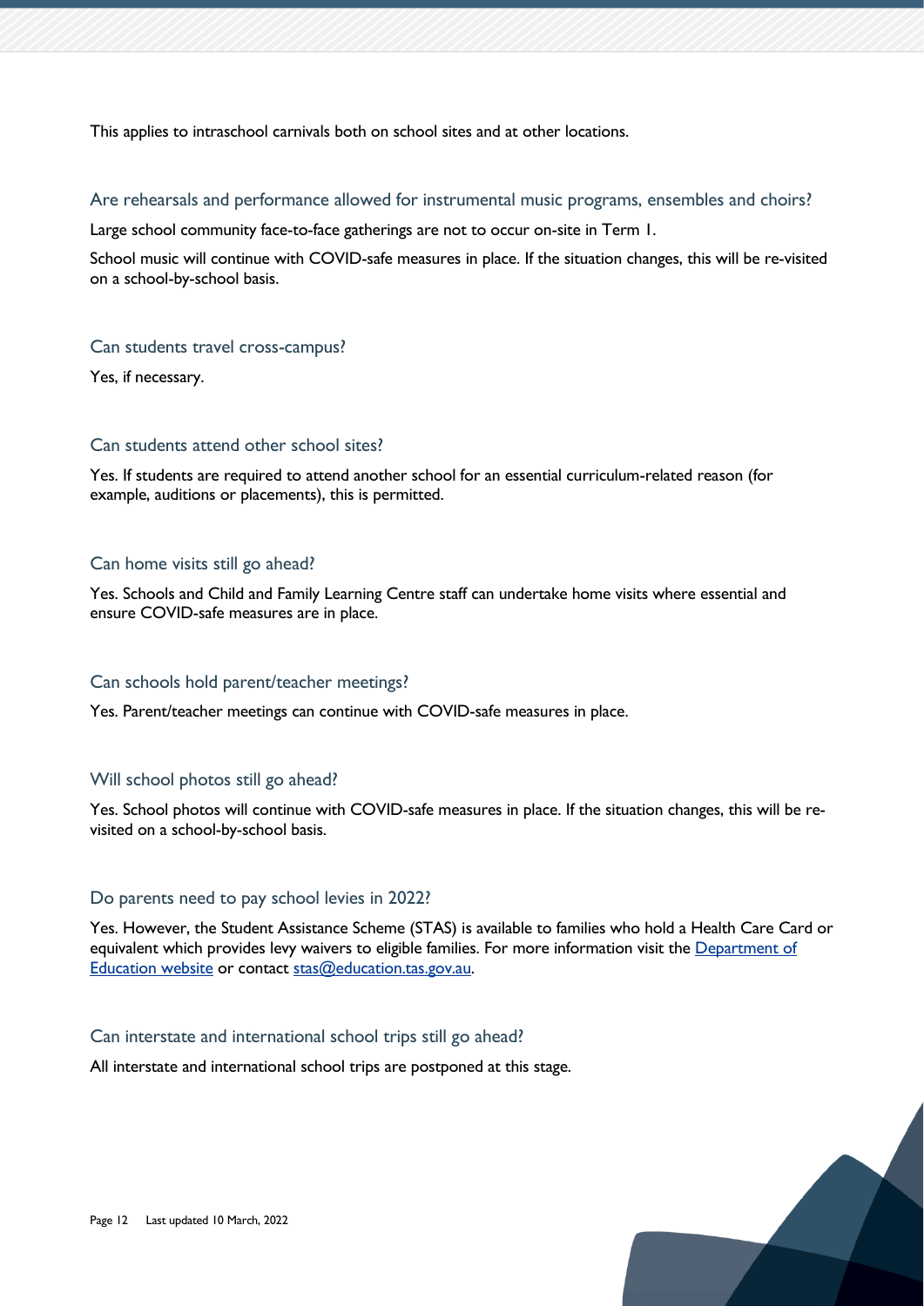This applies to intraschool carnivals both on school sites and at other locations.

### Are rehearsals and performance allowed for instrumental music programs, ensembles and choirs?

Large school community face-to-face gatherings are not to occur on-site in Term 1.

School music will continue with COVID-safe measures in place. If the situation changes, this will be re-visited on a school-by-school basis.

### Can students travel cross-campus?

Yes, if necessary.

### Can students attend other school sites?

Yes. If students are required to attend another school for an essential curriculum-related reason (for example, auditions or placements), this is permitted.

### Can home visits still go ahead?

Yes. Schools and Child and Family Learning Centre staff can undertake home visits where essential and ensure COVID-safe measures are in place.

### Can schools hold parent/teacher meetings?

Yes. Parent/teacher meetings can continue with COVID-safe measures in place.

### Will school photos still go ahead?

Yes. School photos will continue with COVID-safe measures in place. If the situation changes, this will be re-visited on a school-by-school basis.

### Do parents need to pay school levies in 2022?

Yes. However, the Student Assistance Scheme (STAS) is available to families who hold a Health Care Card or equivalent which provides levy waivers to eligible families. For more information visit the Department of Education website or contact stas@education.tas.gov.au.

### Can interstate and international school trips still go ahead?

All interstate and international school trips are postponed at this stage.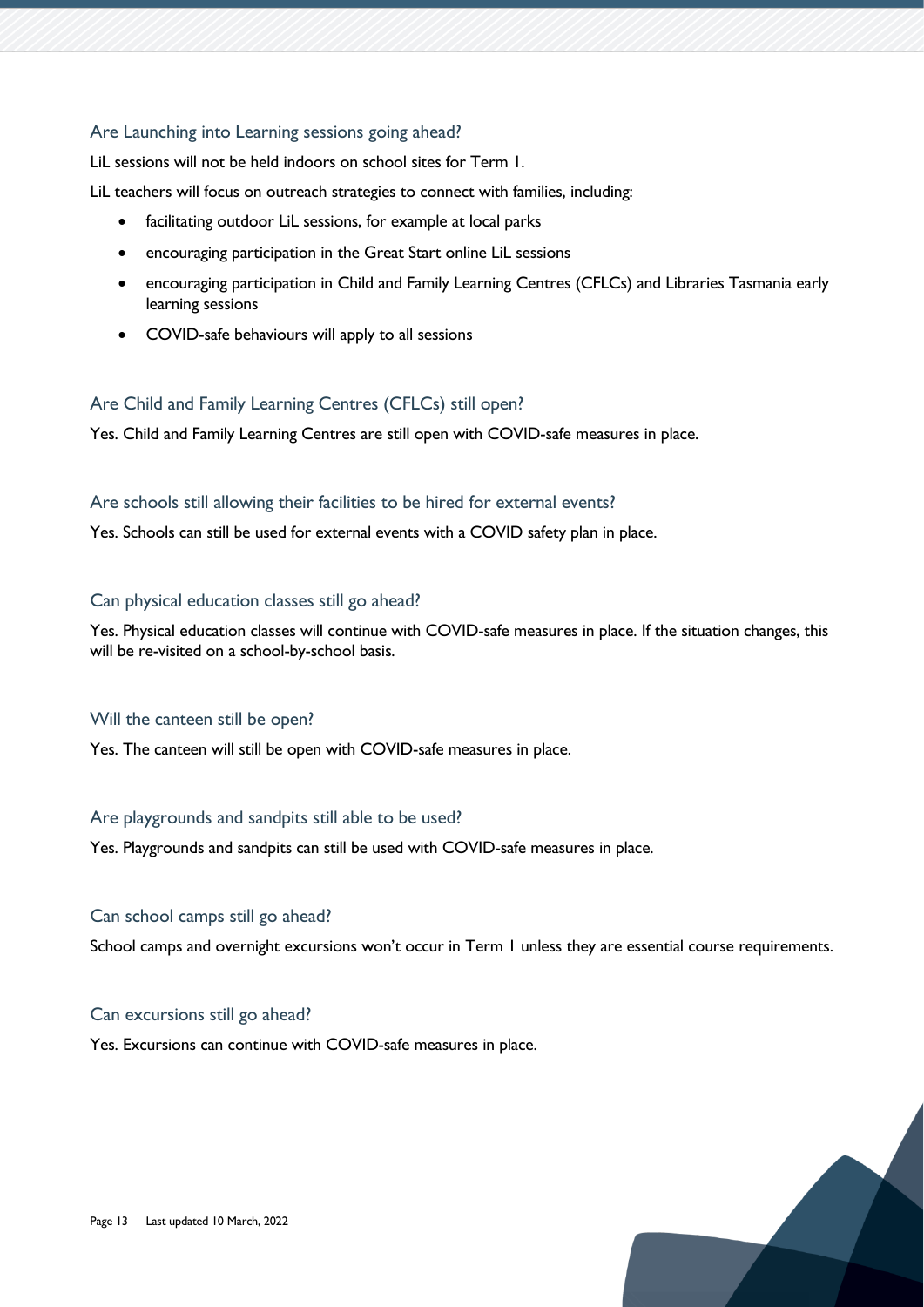### Are Launching into Learning sessions going ahead?

LiL sessions will not be held indoors on school sites for Term 1.

LiL teachers will focus on outreach strategies to connect with families, including:

- facilitating outdoor LiL sessions, for example at local parks
- encouraging participation in the Great Start online LiL sessions
- encouraging participation in Child and Family Learning Centres (CFLCs) and Libraries Tasmania early learning sessions
- COVID-safe behaviours will apply to all sessions

### Are Child and Family Learning Centres (CFLCs) still open?

Yes. Child and Family Learning Centres are still open with COVID-safe measures in place.

### Are schools still allowing their facilities to be hired for external events?

Yes. Schools can still be used for external events with a COVID safety plan in place.

### Can physical education classes still go ahead?

Yes. Physical education classes will continue with COVID-safe measures in place. If the situation changes, this will be re-visited on a school-by-school basis.

### Will the canteen still be open?

Yes. The canteen will still be open with COVID-safe measures in place.

### Are playgrounds and sandpits still able to be used?

Yes. Playgrounds and sandpits can still be used with COVID-safe measures in place.

### Can school camps still go ahead?

School camps and overnight excursions won't occur in Term 1 unless they are essential course requirements.

### Can excursions still go ahead?

Yes. Excursions can continue with COVID-safe measures in place.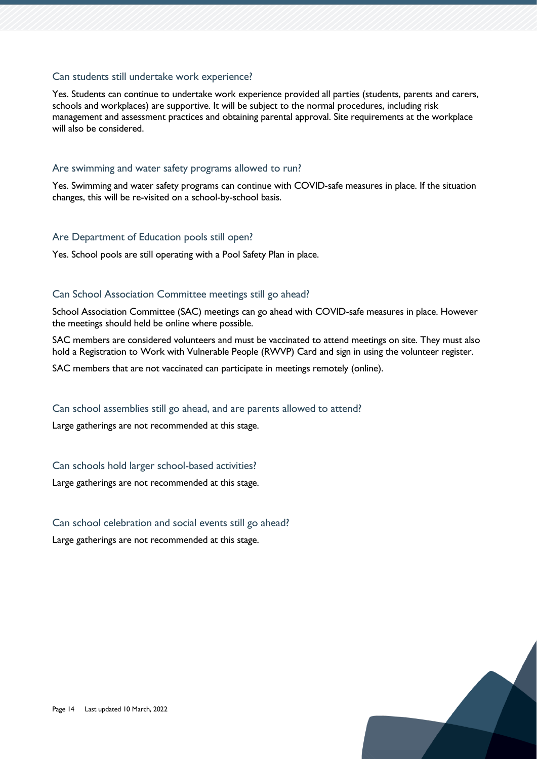### Can students still undertake work experience?

Yes. Students can continue to undertake work experience provided all parties (students, parents and carers, schools and workplaces) are supportive. It will be subject to the normal procedures, including risk management and assessment practices and obtaining parental approval. Site requirements at the workplace will also be considered.

### Are swimming and water safety programs allowed to run?

Yes. Swimming and water safety programs can continue with COVID-safe measures in place. If the situation changes, this will be re-visited on a school-by-school basis.

### Are Department of Education pools still open?

Yes. School pools are still operating with a Pool Safety Plan in place.

### Can School Association Committee meetings still go ahead?

School Association Committee (SAC) meetings can go ahead with COVID-safe measures in place. However the meetings should held be online where possible.

SAC members are considered volunteers and must be vaccinated to attend meetings on site. They must also hold a Registration to Work with Vulnerable People (RWVP) Card and sign in using the volunteer register.

SAC members that are not vaccinated can participate in meetings remotely (online).

### Can school assemblies still go ahead, and are parents allowed to attend?

Large gatherings are not recommended at this stage.

### Can schools hold larger school-based activities?

Large gatherings are not recommended at this stage.

### Can school celebration and social events still go ahead?

Large gatherings are not recommended at this stage.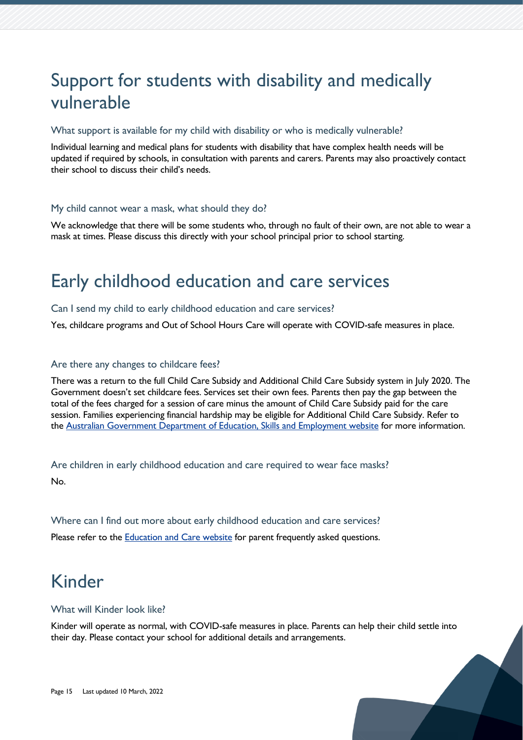# Support for students with disability and medically vulnerable

### What support is available for my child with disability or who is medically vulnerable?

Individual learning and medical plans for students with disability that have complex health needs will be updated if required by schools, in consultation with parents and carers. Parents may also proactively contact their school to discuss their child's needs.

### My child cannot wear a mask, what should they do?

We acknowledge that there will be some students who, through no fault of their own, are not able to wear a mask at times. Please discuss this directly with your school principal prior to school starting.

# Early childhood education and care services

### Can I send my child to early childhood education and care services?

Yes, childcare programs and Out of School Hours Care will operate with COVID-safe measures in place.

### Are there any changes to childcare fees?

There was a return to the full Child Care Subsidy and Additional Child Care Subsidy system in July 2020. The Government doesn't set childcare fees. Services set their own fees. Parents then pay the gap between the total of the fees charged for a session of care minus the amount of Child Care Subsidy paid for the care session. Families experiencing financial hardship may be eligible for Additional Child Care Subsidy. Refer to the Australian Government Department of Education, Skills and Employment website for more information.

### Are children in early childhood education and care required to wear face masks?

No.

### Where can I find out more about early childhood education and care services?

Please refer to the Education and Care website for parent frequently asked questions.

# Kinder

### What will Kinder look like?

Kinder will operate as normal, with COVID-safe measures in place. Parents can help their child settle into their day. Please contact your school for additional details and arrangements.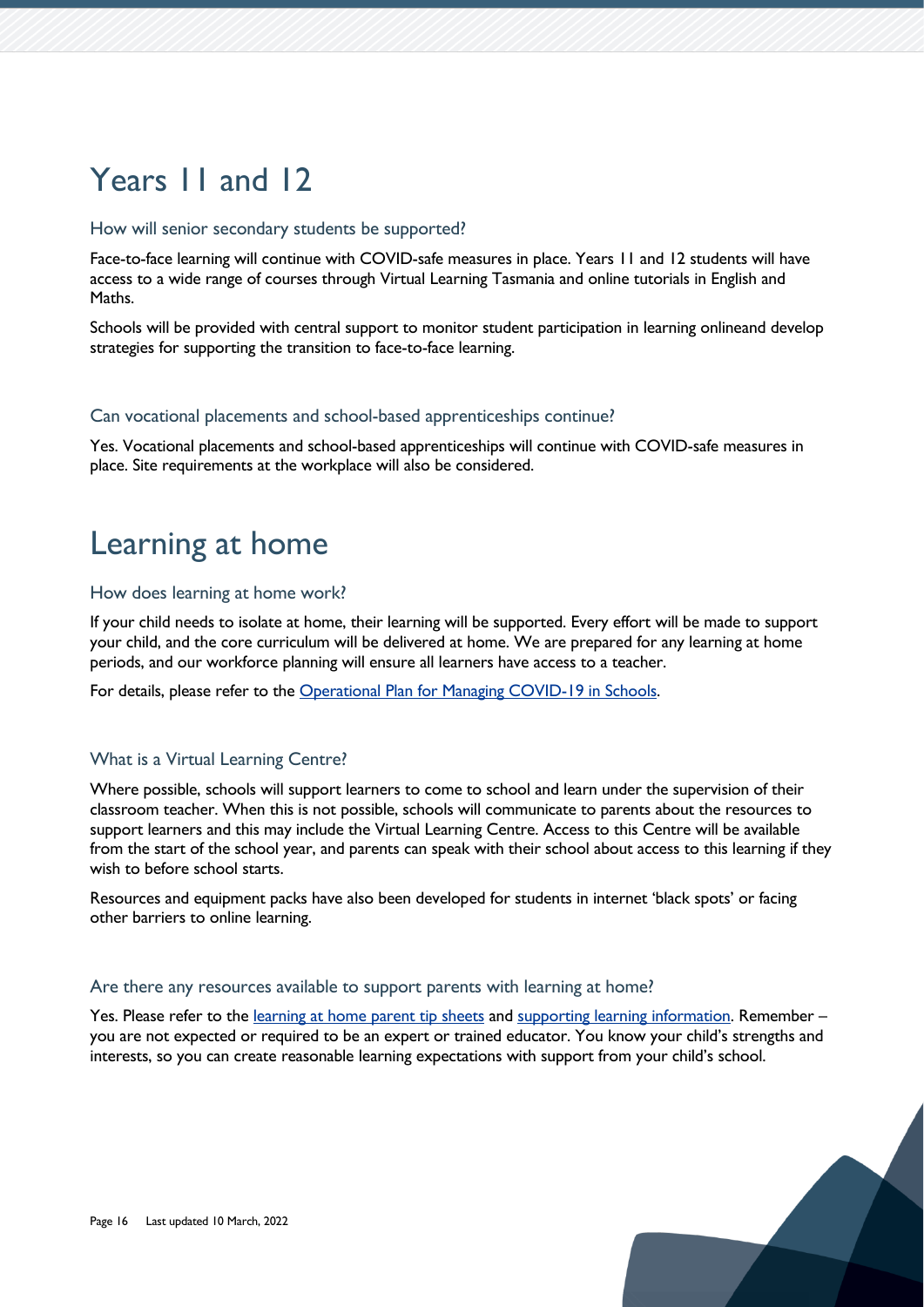# Years 11 and 12

### How will senior secondary students be supported?

Face-to-face learning will continue with COVID-safe measures in place. Years 11 and 12 students will have access to a wide range of courses through Virtual Learning Tasmania and online tutorials in English and Maths.

Schools will be provided with central support to monitor student participation in learning onlineand develop strategies for supporting the transition to face-to-face learning.

### Can vocational placements and school-based apprenticeships continue?

Yes. Vocational placements and school-based apprenticeships will continue with COVID-safe measures in place. Site requirements at the workplace will also be considered.

# Learning at home

### How does learning at home work?

If your child needs to isolate at home, their learning will be supported. Every effort will be made to support your child, and the core curriculum will be delivered at home. We are prepared for any learning at home periods, and our workforce planning will ensure all learners have access to a teacher.

For details, please refer to the Operational Plan for Managing COVID-19 in Schools.

### What is a Virtual Learning Centre?

Where possible, schools will support learners to come to school and learn under the supervision of their classroom teacher. When this is not possible, schools will communicate to parents about the resources to support learners and this may include the Virtual Learning Centre. Access to this Centre will be available from the start of the school year, and parents can speak with their school about access to this learning if they wish to before school starts.

Resources and equipment packs have also been developed for students in internet 'black spots' or facing other barriers to online learning.

### Are there any resources available to support parents with learning at home?

Yes. Please refer to the learning at home parent tip sheets and supporting learning information. Remember – you are not expected or required to be an expert or trained educator. You know your child's strengths and interests, so you can create reasonable learning expectations with support from your child's school.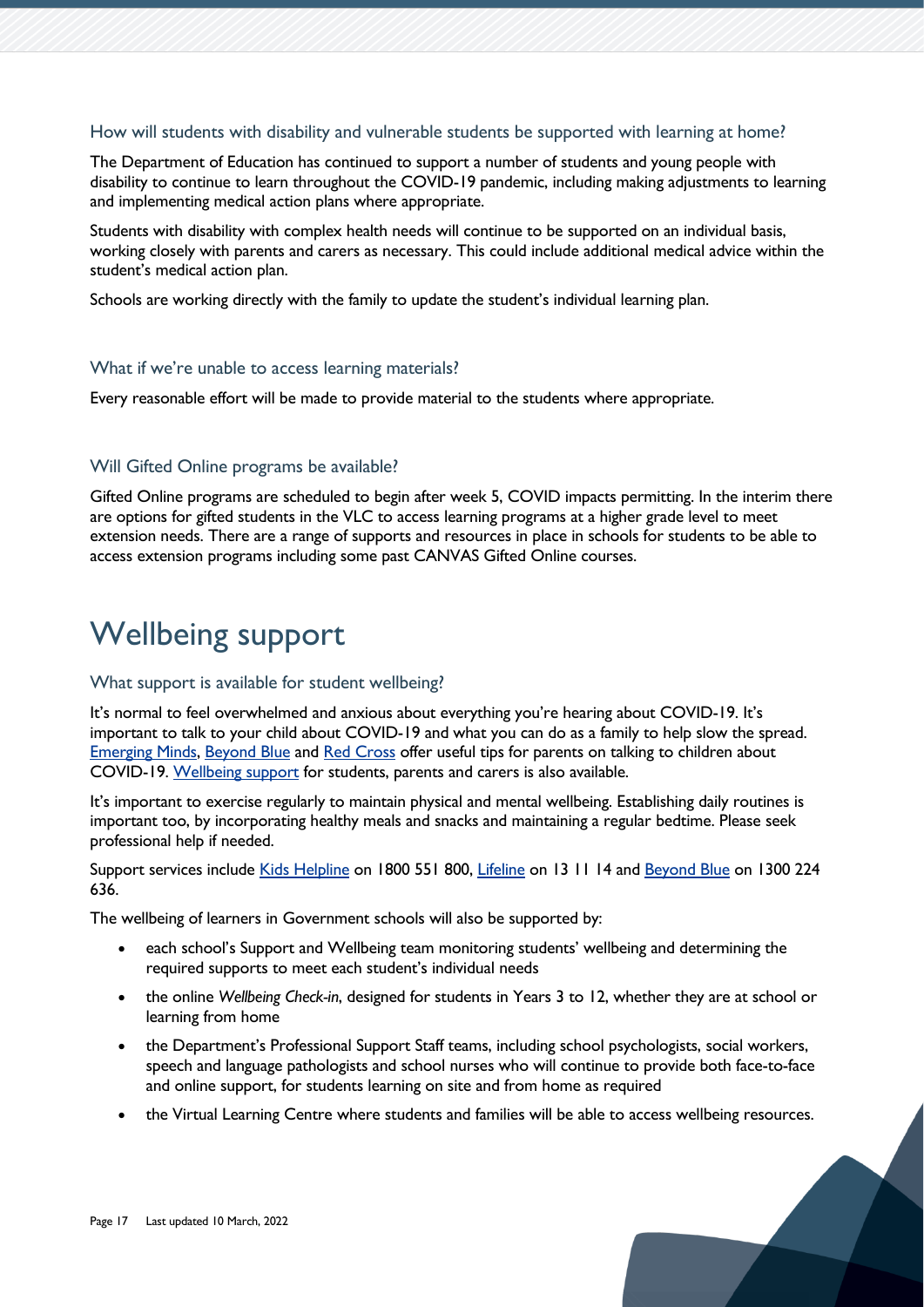### How will students with disability and vulnerable students be supported with learning at home?

The Department of Education has continued to support a number of students and young people with disability to continue to learn throughout the COVID-19 pandemic, including making adjustments to learning and implementing medical action plans where appropriate.

Students with disability with complex health needs will continue to be supported on an individual basis, working closely with parents and carers as necessary. This could include additional medical advice within the student's medical action plan.

Schools are working directly with the family to update the student's individual learning plan.

### What if we're unable to access learning materials?

Every reasonable effort will be made to provide material to the students where appropriate.

### Will Gifted Online programs be available?

Gifted Online programs are scheduled to begin after week 5, COVID impacts permitting. In the interim there are options for gifted students in the VLC to access learning programs at a higher grade level to meet extension needs. There are a range of supports and resources in place in schools for students to be able to access extension programs including some past CANVAS Gifted Online courses.

# Wellbeing support

### What support is available for student wellbeing?

It's normal to feel overwhelmed and anxious about everything you're hearing about COVID-19. It's important to talk to your child about COVID-19 and what you can do as a family to help slow the spread. Emerging Minds, Beyond Blue and Red Cross offer useful tips for parents on talking to children about COVID-19. Wellbeing support for students, parents and carers is also available.

It's important to exercise regularly to maintain physical and mental wellbeing. Establishing daily routines is important too, by incorporating healthy meals and snacks and maintaining a regular bedtime. Please seek professional help if needed.

Support services include Kids Helpline on 1800 551 800, Lifeline on 13 11 14 and Beyond Blue on 1300 224 636.

The wellbeing of learners in Government schools will also be supported by:

- each school's Support and Wellbeing team monitoring students' wellbeing and determining the required supports to meet each student's individual needs
- the online *Wellbeing Check-in*, designed for students in Years 3 to 12, whether they are at school or learning from home
- the Department's Professional Support Staff teams, including school psychologists, social workers, speech and language pathologists and school nurses who will continue to provide both face-to-face and online support, for students learning on site and from home as required
- the Virtual Learning Centre where students and families will be able to access wellbeing resources.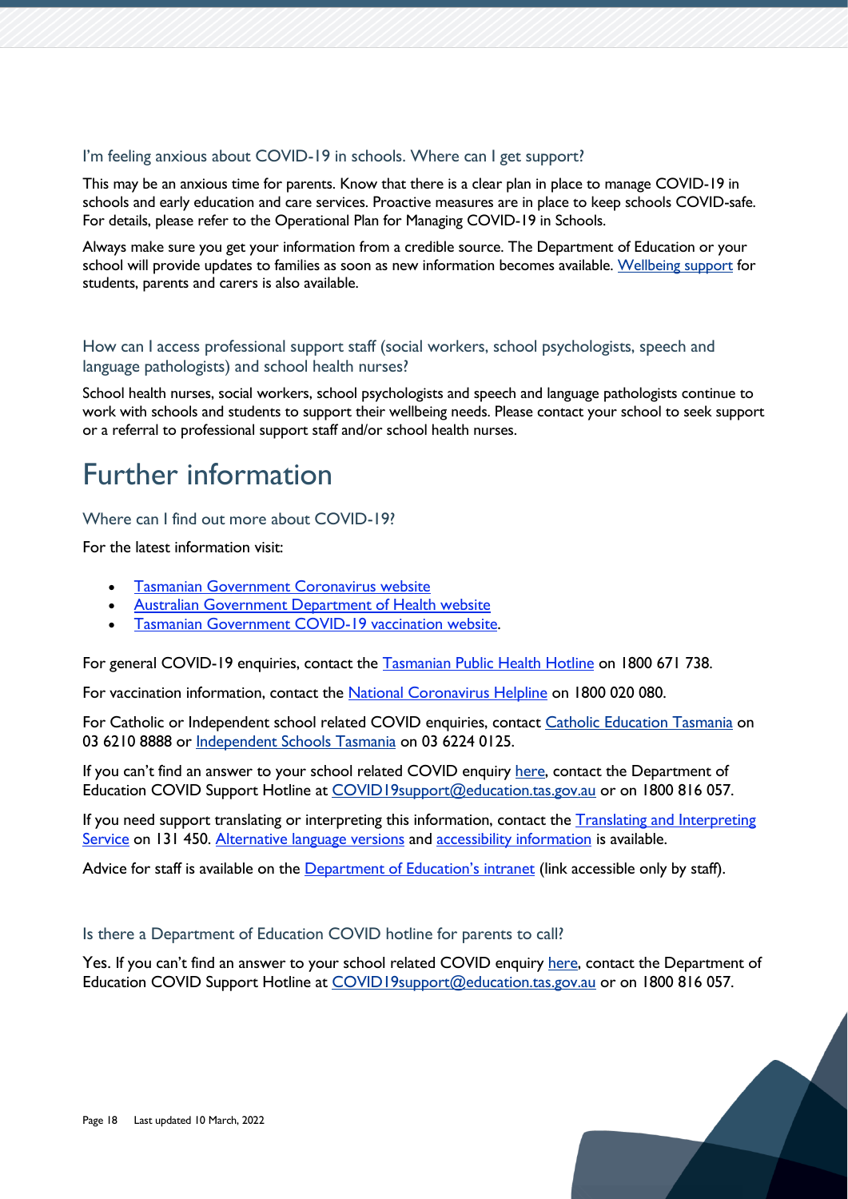### I'm feeling anxious about COVID-19 in schools. Where can I get support?

This may be an anxious time for parents. Know that there is a clear plan in place to manage COVID-19 in schools and early education and care services. Proactive measures are in place to keep schools COVID-safe. For details, please refer to the Operational Plan for Managing COVID-19 in Schools.

Always make sure you get your information from a credible source. The Department of Education or your school will provide updates to families as soon as new information becomes available. Wellbeing support for students, parents and carers is also available.

### How can I access professional support staff (social workers, school psychologists, speech and language pathologists) and school health nurses?

School health nurses, social workers, school psychologists and speech and language pathologists continue to work with schools and students to support their wellbeing needs. Please contact your school to seek support or a referral to professional support staff and/or school health nurses.

# Further information

### Where can I find out more about COVID-19?

For the latest information visit:

- Tasmanian Government Coronavirus website
- Australian Government Department of Health website
- Tasmanian Government COVID-19 vaccination website.

For general COVID-19 enquiries, contact the Tasmanian Public Health Hotline on 1800 671 738.

For vaccination information, contact the National Coronavirus Helpline on 1800 020 080.

For Catholic or Independent school related COVID enquiries, contact Catholic Education Tasmania on 03 6210 8888 or Independent Schools Tasmania on 03 6224 0125.

If you can't find an answer to your school related COVID enquiry here, contact the Department of Education COVID Support Hotline at COVID19support@education.tas.gov.au or on 1800 816 057.

If you need support translating or interpreting this information, contact the Translating and Interpreting Service on 131 450. Alternative language versions and accessibility information is available.

Advice for staff is available on the Department of Education's intranet (link accessible only by staff).

### Is there a Department of Education COVID hotline for parents to call?

Yes. If you can't find an answer to your school related COVID enquiry here, contact the Department of Education COVID Support Hotline at COVID19support@education.tas.gov.au or on 1800 816 057.